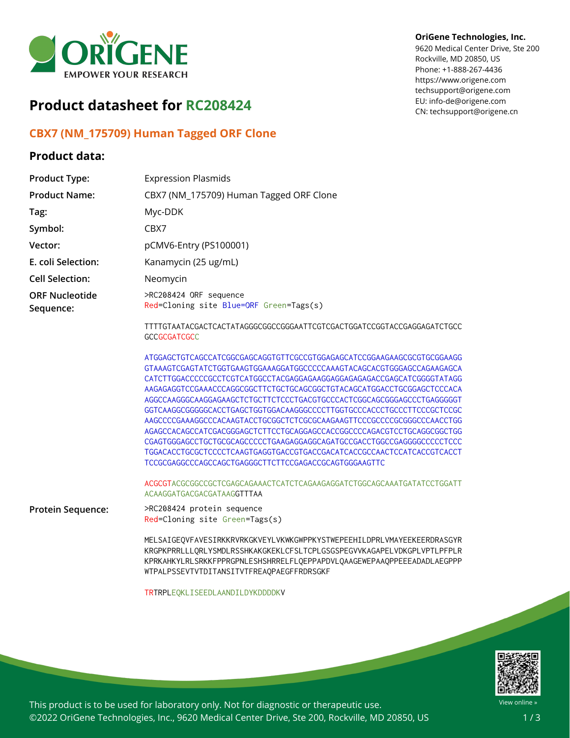OriGene Technologies, Inc.
9620 Medical Center Drive, Ste 200
Rockville, MD 20850, US
Phone: +1-888-267-4436
https://www.origene.com
techsupport@origene.com
EU: info-de@origene.com
CN: techsupport@origene.cn

# Product datasheet for RC208424

## CBX7 (NM_175709) Human Tagged ORF Clone

### Product data:

| | |
|---|---|
| **Product Type:** | Expression Plasmids |
| **Product Name:** | CBX7 (NM_175709) Human Tagged ORF Clone |
| **Tag:** | Myc-DDK |
| **Symbol:** | CBX7 |
| **Vector:** | pCMV6-Entry (PS100001) |
| **E. coli Selection:** | Kanamycin (25 ug/mL) |
| **Cell Selection:** | Neomycin |

**ORF Nucleotide Sequence:**

```
>RC208424 ORF sequence
Red=Cloning site Blue=ORF Green=Tags(s)

TTTTGTAATACGACTCACTATAGGGCGGCCGGGAATTCGTCGACTGGATCCGGTACCGAGGAGATCTGCC
GCCGCGATCGCC

ATGGAGCTGTCAGCCATCGGCGAGCAGGTGTTCGCCGTGGAGAGCATCCGGAAGAAGCGCGTGCGGAAGG
GTAAAGTCGAGTATCTGGTGAAGTGGAAAGGATGGCCCCCAAAGTACAGCACGTGGGAGCCAGAAGAGCA
CATCTTGGACCCCCGCCTCGTCATGGCCTACGAGGAGAAGGAGGAGAGAGACCGAGCATCGGGGTATAGG
AAGAGAGGTCCGAAACCCAGGCGGCTTCTGCTGCAGCGGCTGTACAGCATGGACCTGCGGAGCTCCCACA
AGGCCAAGGGCAAGGAGAAGCTCTGCTTCTCCCTGACGTGCCCACTCGGCAGCGGGAGCCCTGAGGGGGT
GGTCAAGGCGGGGGCACCTGAGCTGGTGGACAAGGGCCCCTTGGTGCCCACCCTGCCCTTCCCGCTCCGC
AAGCCCCGAAAGGCCCACAAGTACCTGCGGCTCTCGCGCAAGAAGTTCCCGCCCCCGCGGGCCCAACCTGG
AGAGCCACAGCCATCGACGGGAGCTCTTCCTGCAGGAGCCACCGGCCCCAGACGTCCTGCAGGCGGCTGG
CGAGTGGGAGCCTGCTGCGCAGCCCCCTGAAGAGGAGGCAGATGCCGACCTGGCCGAGGGGCCCCCTCCC
TGGACACCTGCGCTCCCCTCAAGTGAGGTGACCGTGACCGACATCACCGCCAACTCCATCACCGTCACCT
TCCGCGAGGCCCAGCCAGCTGAGGGCTTCTTCCGAGACCGCAGTGGGAAGTTC

ACGCGTACGCGGCCGCTCGAGCAGAAACTCATCTCAGAAGAGGATCTGGCAGCAAATGATATCCTGGATT
ACAAGGATGACGACGATAAGGTTTAA
```

**Protein Sequence:**

```
>RC208424 protein sequence
Red=Cloning site Green=Tags(s)

MELSAIGEQVFAVESIRKKRVRKGKVEYLVKWKGWPPKYSTWEPEEHILDPRLVMAYEEKEERDRASGYR
KRGPKPRRLLLQRLYSMDLRSSHKAKGKEKLCFSLTCPLGSGSPEGVVKAGAPELVDKGPLVPTLPFPLR
KPRKAHKYLRLSRKKFPPRGPNLESHSHRRELFLQEPPAPDVLQAAGEWEPAAQPPEEEADADLAEGPPP
WTPALPSSEVTVTDITANSITVTFREAQPAEGFFRDRSGKF

TRTRPLEQKLISEEDLAANDILDYKDDDDKV
```

This product is to be used for laboratory only. Not for diagnostic or therapeutic use.
©2022 OriGene Technologies, Inc., 9620 Medical Center Drive, Ste 200, Rockville, MD 20850, US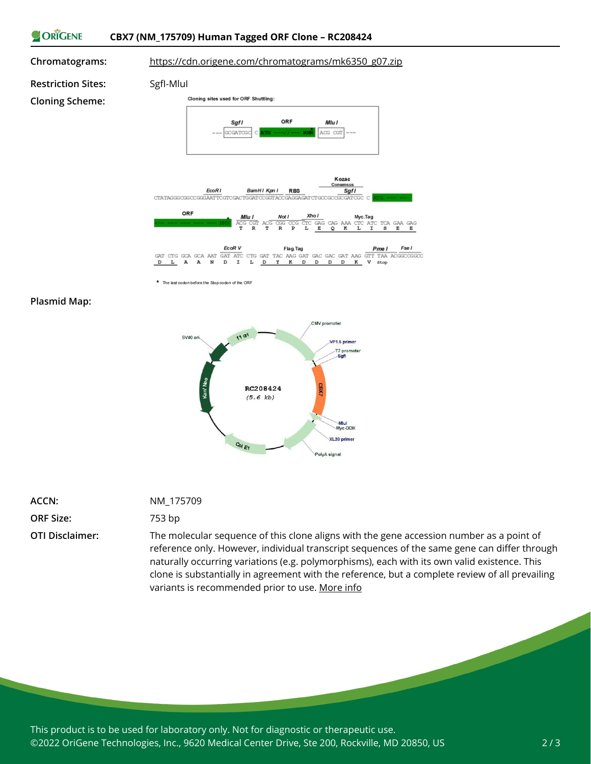**Chromatograms:** https://cdn.origene.com/chromatograms/mk6350_g07.zip

**Restriction Sites:** SgfI-MluI

**Cloning Scheme:**

Cloning sites used for ORF Shuttling:

```
      SgfI              ORF            MluI
--- GCGATCGC C  ATG ---//--- NNN*  ACG CGT ---
```

```
                    EcoR I         BamH I Kpn I    RBS              Kozac Consensus  Sgf I
CTATAGGGCGGCCGGGAATTCGTCGACTGGATCCGGTACCGAGGAGATCTGCCGCCGCGATCGC C ATG --- ---

ORF                    Mlu I         Not I       Xho I              Myc.Tag
--- --- --- --- --- NNN*  ACG CGT ACG CGG CCG CTC GAG CAG AAA CTC ATC TCA GAA GAG
                          T   R   T   R   P   L   E   Q   K   L   I   S   E   E

                        EcoR V                 Flag.Tag                     Pme I        Fse I
GAT CTG GCA GCA AAT GAT ATC CTG GAT TAC AAG GAT GAC GAC GAT AAG GTT TAA ACGGCCGGCC
D   L   A   A   N   D   I   L   D   Y   K   D   D   D   D   K   V   Stop
```

\* The last codon before the Stop codon of the ORF

**Plasmid Map:**

RC208424 (5.6 kb) — features: CMV promoter, VP1.5 primer, T7 promoter, SgfI, CBX7, MluI, Myc-DDK, XL39 primer, PolyA signal, Col E1, Kan/Neo, SV40 ori, f1 ori

**ACCN:** NM_175709

**ORF Size:** 753 bp

**OTI Disclaimer:** The molecular sequence of this clone aligns with the gene accession number as a point of reference only. However, individual transcript sequences of the same gene can differ through naturally occurring variations (e.g. polymorphisms), each with its own valid existence. This clone is substantially in agreement with the reference, but a complete review of all prevailing variants is recommended prior to use. More info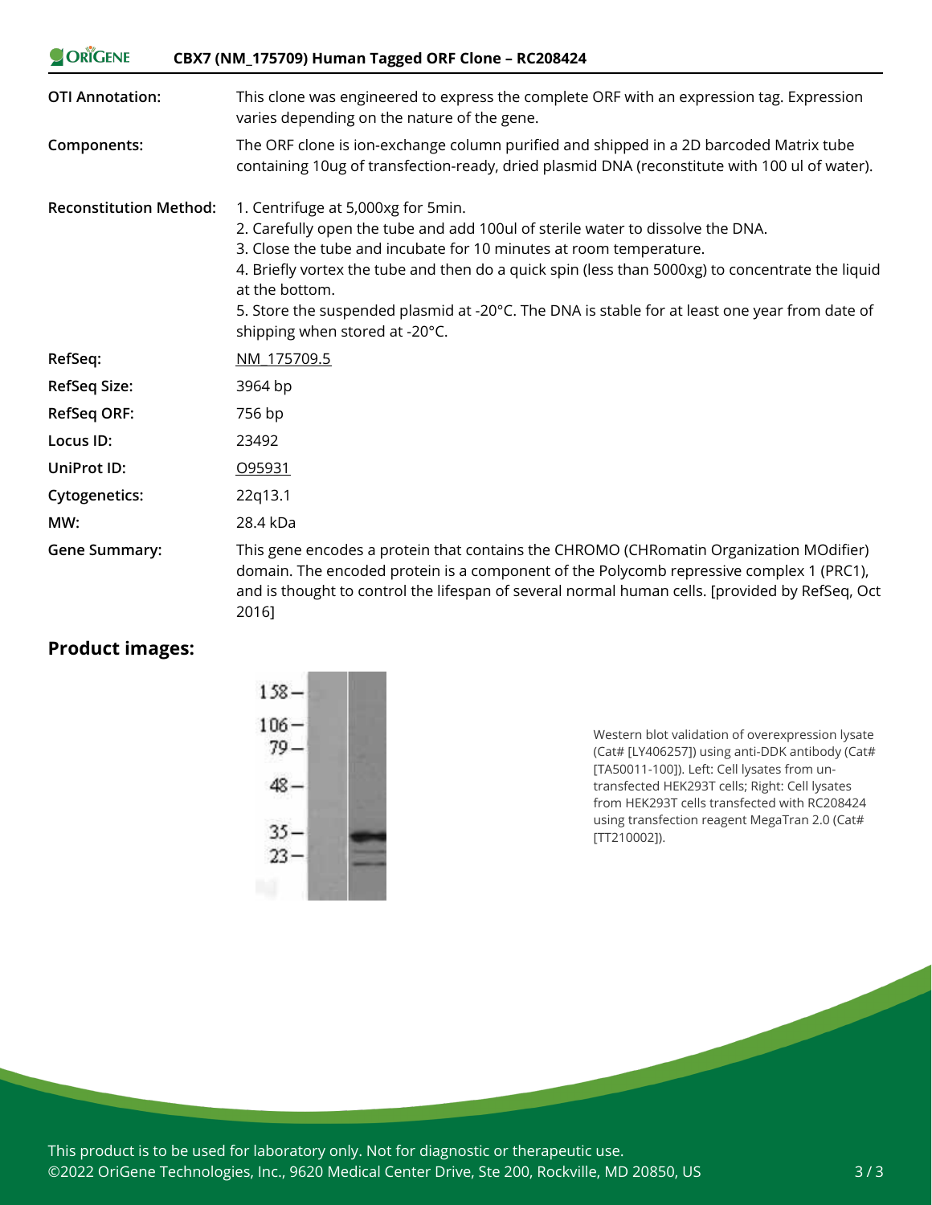| | |
|---|---|
| **OTI Annotation:** | This clone was engineered to express the complete ORF with an expression tag. Expression varies depending on the nature of the gene. |
| **Components:** | The ORF clone is ion-exchange column purified and shipped in a 2D barcoded Matrix tube containing 10ug of transfection-ready, dried plasmid DNA (reconstitute with 100 ul of water). |
| **Reconstitution Method:** | 1. Centrifuge at 5,000xg for 5min.<br>2. Carefully open the tube and add 100ul of sterile water to dissolve the DNA.<br>3. Close the tube and incubate for 10 minutes at room temperature.<br>4. Briefly vortex the tube and then do a quick spin (less than 5000xg) to concentrate the liquid at the bottom.<br>5. Store the suspended plasmid at -20°C. The DNA is stable for at least one year from date of shipping when stored at -20°C. |
| **RefSeq:** | NM_175709.5 |
| **RefSeq Size:** | 3964 bp |
| **RefSeq ORF:** | 756 bp |
| **Locus ID:** | 23492 |
| **UniProt ID:** | O95931 |
| **Cytogenetics:** | 22q13.1 |
| **MW:** | 28.4 kDa |
| **Gene Summary:** | This gene encodes a protein that contains the CHROMO (CHRomatin Organization MOdifier) domain. The encoded protein is a component of the Polycomb repressive complex 1 (PRC1), and is thought to control the lifespan of several normal human cells. [provided by RefSeq, Oct 2016] |

## Product images:

158 –
106 –
79 –
48 –
35 –
23 –

Western blot validation of overexpression lysate (Cat# [LY406257]) using anti-DDK antibody (Cat# [TA50011-100]). Left: Cell lysates from un-transfected HEK293T cells; Right: Cell lysates from HEK293T cells transfected with RC208424 using transfection reagent MegaTran 2.0 (Cat# [TT210002]).

This product is to be used for laboratory only. Not for diagnostic or therapeutic use.
©2022 OriGene Technologies, Inc., 9620 Medical Center Drive, Ste 200, Rockville, MD 20850, US